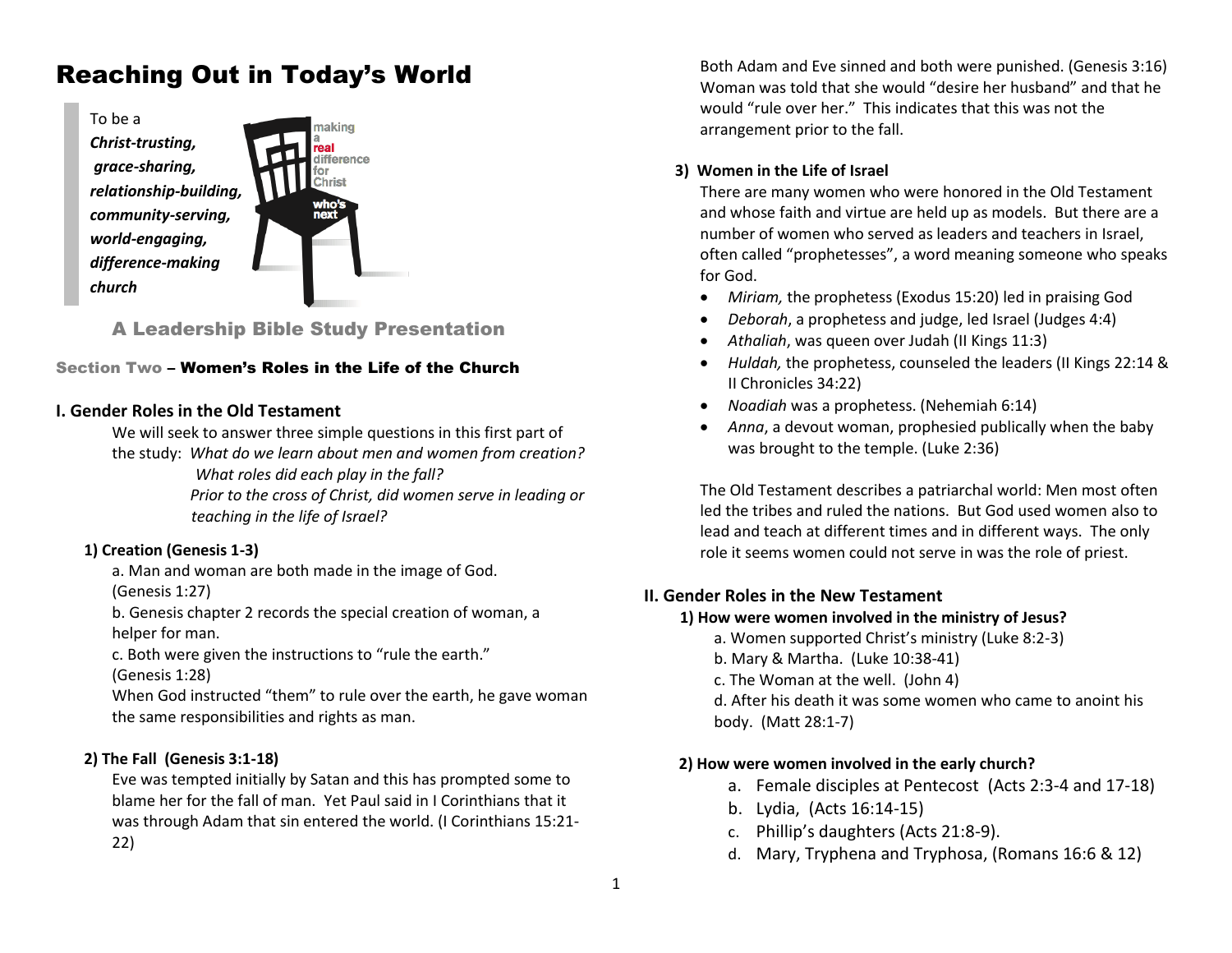# Reaching Out in Today's World

To be a
***Christ-trusting,***
***grace-sharing,***
***relationship-building,***
***community-serving,***
***world-engaging,***
***difference-making***
***church***

making a real difference for Christ
who's next

## A Leadership Bible Study Presentation

### Section Two – Women's Roles in the Life of the Church

## I. Gender Roles in the Old Testament

We will seek to answer three simple questions in this first part of the study: *What do we learn about men and women from creation?*
*What roles did each play in the fall?*
*Prior to the cross of Christ, did women serve in leading or teaching in the life of Israel?*

### 1) Creation (Genesis 1-3)

a. Man and woman are both made in the image of God. (Genesis 1:27)
b. Genesis chapter 2 records the special creation of woman, a helper for man.
c. Both were given the instructions to "rule the earth." (Genesis 1:28)
When God instructed "them" to rule over the earth, he gave woman the same responsibilities and rights as man.

### 2) The Fall (Genesis 3:1-18)

Eve was tempted initially by Satan and this has prompted some to blame her for the fall of man. Yet Paul said in I Corinthians that it was through Adam that sin entered the world. (I Corinthians 15:21-22)

Both Adam and Eve sinned and both were punished. (Genesis 3:16) Woman was told that she would "desire her husband" and that he would "rule over her." This indicates that this was not the arrangement prior to the fall.

### 3) Women in the Life of Israel

There are many women who were honored in the Old Testament and whose faith and virtue are held up as models. But there are a number of women who served as leaders and teachers in Israel, often called "prophetesses", a word meaning someone who speaks for God.

- *Miriam,* the prophetess (Exodus 15:20) led in praising God
- *Deborah*, a prophetess and judge, led Israel (Judges 4:4)
- *Athaliah*, was queen over Judah (II Kings 11:3)
- *Huldah,* the prophetess, counseled the leaders (II Kings 22:14 & II Chronicles 34:22)
- *Noadiah* was a prophetess. (Nehemiah 6:14)
- *Anna*, a devout woman, prophesied publically when the baby was brought to the temple. (Luke 2:36)

The Old Testament describes a patriarchal world: Men most often led the tribes and ruled the nations. But God used women also to lead and teach at different times and in different ways. The only role it seems women could not serve in was the role of priest.

## II. Gender Roles in the New Testament

### 1) How were women involved in the ministry of Jesus?

a. Women supported Christ's ministry (Luke 8:2-3)
b. Mary & Martha. (Luke 10:38-41)
c. The Woman at the well. (John 4)
d. After his death it was some women who came to anoint his body. (Matt 28:1-7)

### 2) How were women involved in the early church?

a. Female disciples at Pentecost (Acts 2:3-4 and 17-18)
b. Lydia, (Acts 16:14-15)
c. Phillip's daughters (Acts 21:8-9).
d. Mary, Tryphena and Tryphosa, (Romans 16:6 & 12)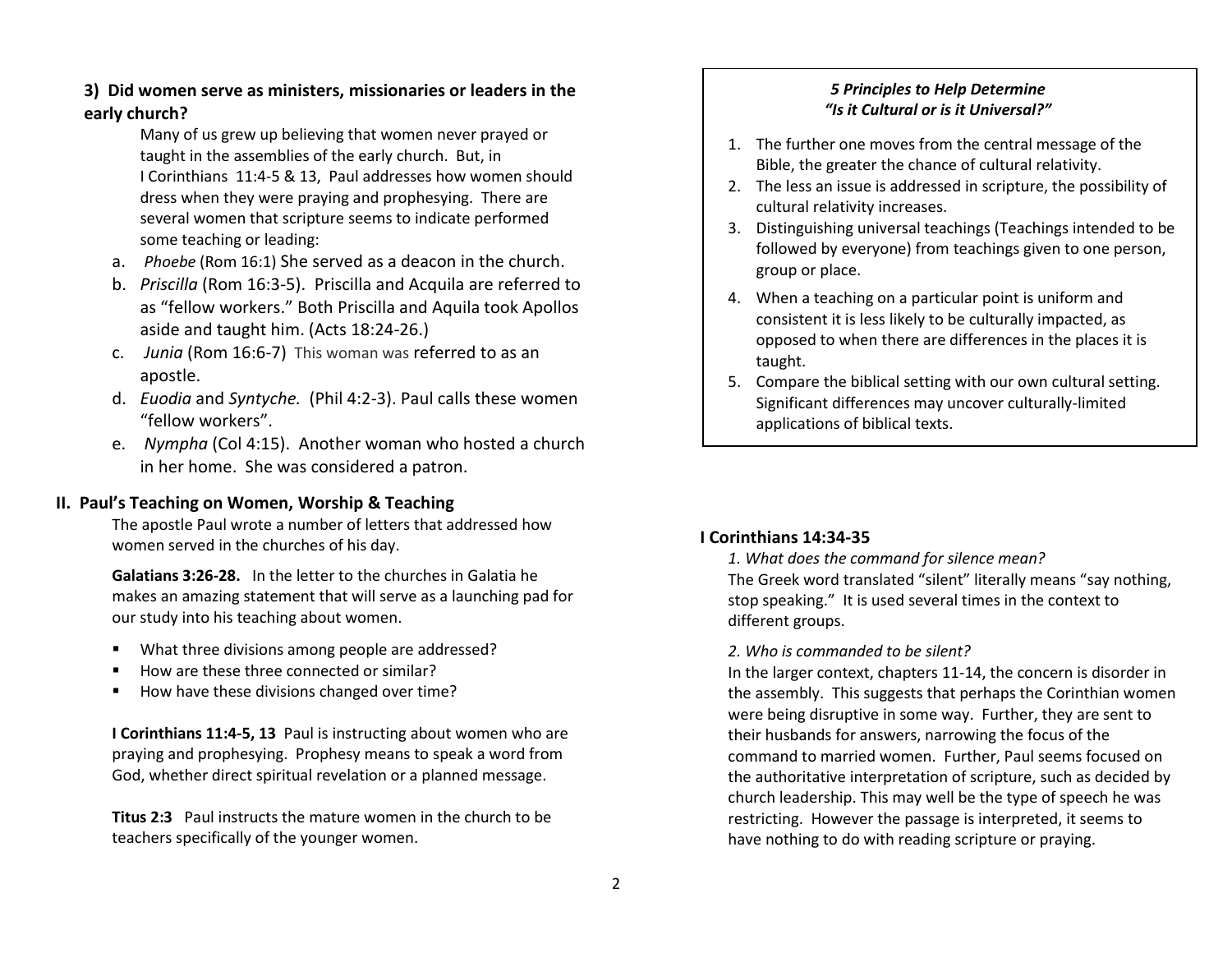### 3) Did women serve as ministers, missionaries or leaders in the early church?

Many of us grew up believing that women never prayed or taught in the assemblies of the early church. But, in I Corinthians 11:4-5 & 13, Paul addresses how women should dress when they were praying and prophesying. There are several women that scripture seems to indicate performed some teaching or leading:

a. *Phoebe* (Rom 16:1) She served as a deacon in the church.
b. *Priscilla* (Rom 16:3-5). Priscilla and Acquila are referred to as "fellow workers." Both Priscilla and Aquila took Apollos aside and taught him. (Acts 18:24-26.)
c. *Junia* (Rom 16:6-7) This woman was referred to as an apostle.
d. *Euodia* and *Syntyche.* (Phil 4:2-3). Paul calls these women "fellow workers".
e. *Nympha* (Col 4:15). Another woman who hosted a church in her home. She was considered a patron.

## II. Paul's Teaching on Women, Worship & Teaching

The apostle Paul wrote a number of letters that addressed how women served in the churches of his day.

**Galatians 3:26-28.** In the letter to the churches in Galatia he makes an amazing statement that will serve as a launching pad for our study into his teaching about women.

- What three divisions among people are addressed?
- How are these three connected or similar?
- How have these divisions changed over time?

**I Corinthians 11:4-5, 13** Paul is instructing about women who are praying and prophesying. Prophesy means to speak a word from God, whether direct spiritual revelation or a planned message.

**Titus 2:3** Paul instructs the mature women in the church to be teachers specifically of the younger women.

***5 Principles to Help Determine "Is it Cultural or is it Universal?"***

1. The further one moves from the central message of the Bible, the greater the chance of cultural relativity.
2. The less an issue is addressed in scripture, the possibility of cultural relativity increases.
3. Distinguishing universal teachings (Teachings intended to be followed by everyone) from teachings given to one person, group or place.
4. When a teaching on a particular point is uniform and consistent it is less likely to be culturally impacted, as opposed to when there are differences in the places it is taught.
5. Compare the biblical setting with our own cultural setting. Significant differences may uncover culturally-limited applications of biblical texts.

### I Corinthians 14:34-35

*1. What does the command for silence mean?*

The Greek word translated "silent" literally means "say nothing, stop speaking." It is used several times in the context to different groups.

*2. Who is commanded to be silent?*

In the larger context, chapters 11-14, the concern is disorder in the assembly. This suggests that perhaps the Corinthian women were being disruptive in some way. Further, they are sent to their husbands for answers, narrowing the focus of the command to married women. Further, Paul seems focused on the authoritative interpretation of scripture, such as decided by church leadership. This may well be the type of speech he was restricting. However the passage is interpreted, it seems to have nothing to do with reading scripture or praying.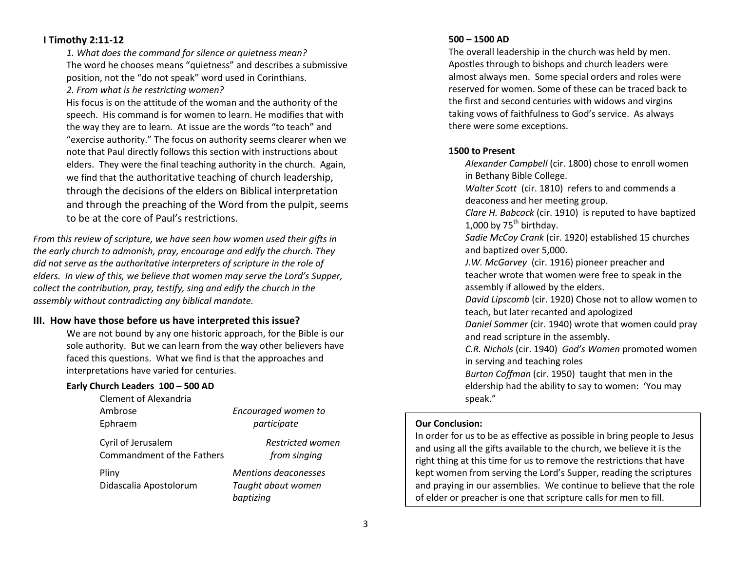**I Timothy 2:11-12**

*1. What does the command for silence or quietness mean?*
The word he chooses means "quietness" and describes a submissive position, not the "do not speak" word used in Corinthians.
*2. From what is he restricting women?*
His focus is on the attitude of the woman and the authority of the speech. His command is for women to learn. He modifies that with the way they are to learn. At issue are the words "to teach" and "exercise authority." The focus on authority seems clearer when we note that Paul directly follows this section with instructions about elders. They were the final teaching authority in the church. Again, we find that the authoritative teaching of church leadership, through the decisions of the elders on Biblical interpretation and through the preaching of the Word from the pulpit, seems to be at the core of Paul's restrictions.

*From this review of scripture, we have seen how women used their gifts in the early church to admonish, pray, encourage and edify the church. They did not serve as the authoritative interpreters of scripture in the role of elders. In view of this, we believe that women may serve the Lord's Supper, collect the contribution, pray, testify, sing and edify the church in the assembly without contradicting any biblical mandate.*

## III. How have those before us have interpreted this issue?

We are not bound by any one historic approach, for the Bible is our sole authority. But we can learn from the way other believers have faced this questions. What we find is that the approaches and interpretations have varied for centuries.

**Early Church Leaders 100 – 500 AD**

| | |
|---|---|
| Clement of Alexandria<br>Ambrose<br>Ephraem | *Encouraged women to participate* |
| Cyril of Jerusalem<br>Commandment of the Fathers | *Restricted women from singing* |
| Pliny | *Mentions deaconesses* |
| Didascalia Apostolorum | *Taught about women baptizing* |

**500 – 1500 AD**

The overall leadership in the church was held by men. Apostles through to bishops and church leaders were almost always men. Some special orders and roles were reserved for women. Some of these can be traced back to the first and second centuries with widows and virgins taking vows of faithfulness to God's service. As always there were some exceptions.

**1500 to Present**

*Alexander Campbell* (cir. 1800) chose to enroll women in Bethany Bible College.
*Walter Scott* (cir. 1810) refers to and commends a deaconess and her meeting group.
*Clare H. Babcock* (cir. 1910) is reputed to have baptized 1,000 by 75th birthday.
*Sadie McCoy Crank* (cir. 1920) established 15 churches and baptized over 5,000.
*J.W. McGarvey* (cir. 1916) pioneer preacher and teacher wrote that women were free to speak in the assembly if allowed by the elders.
*David Lipscomb* (cir. 1920) Chose not to allow women to teach, but later recanted and apologized
*Daniel Sommer* (cir. 1940) wrote that women could pray and read scripture in the assembly.
*C.R. Nichols* (cir. 1940) *God's Women* promoted women in serving and teaching roles
*Burton Coffman* (cir. 1950) taught that men in the eldership had the ability to say to women: 'You may speak."

**Our Conclusion:**
In order for us to be as effective as possible in bring people to Jesus and using all the gifts available to the church, we believe it is the right thing at this time for us to remove the restrictions that have kept women from serving the Lord's Supper, reading the scriptures and praying in our assemblies. We continue to believe that the role of elder or preacher is one that scripture calls for men to fill.